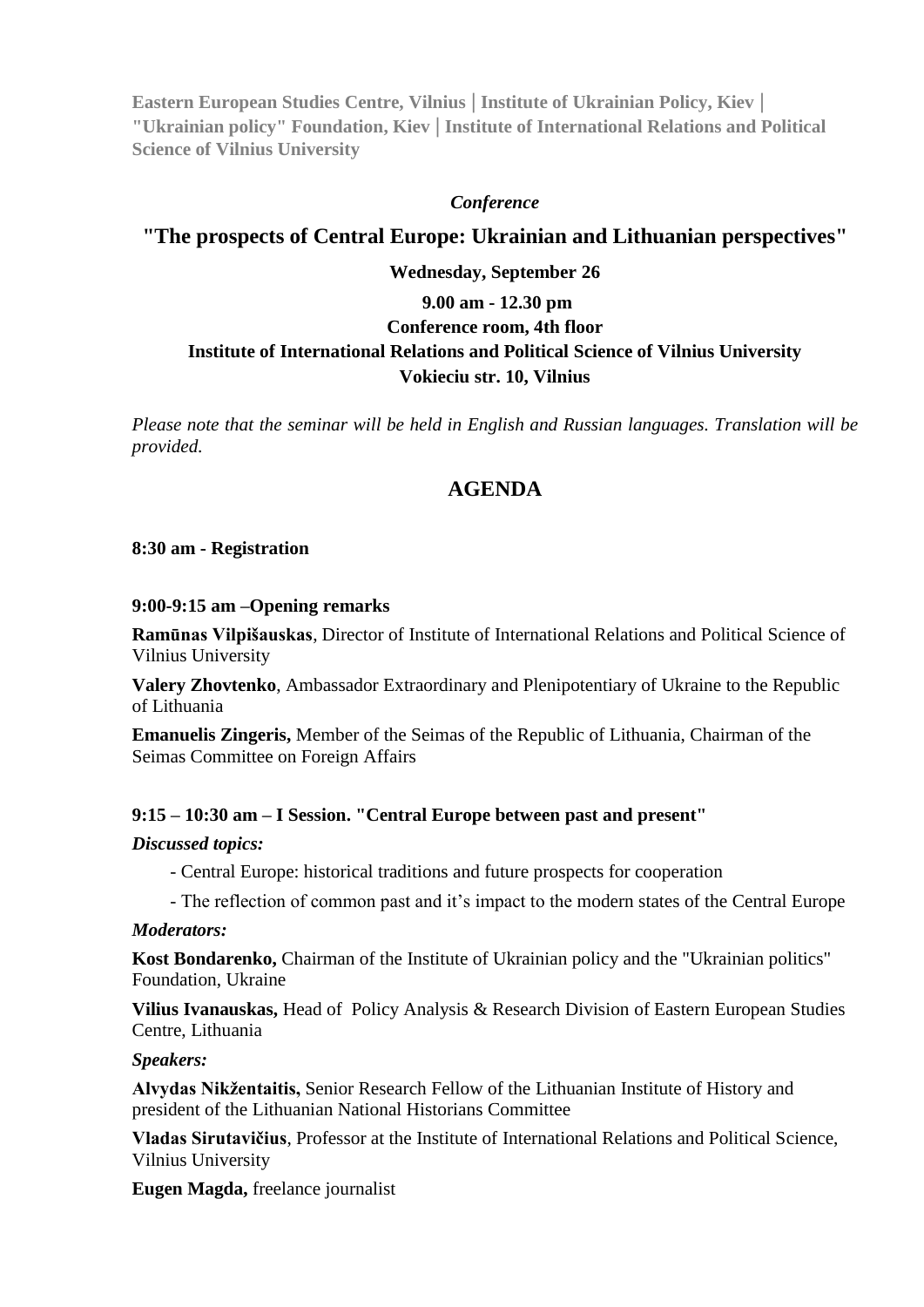**Eastern European Studies Centre, Vilnius | Institute of Ukrainian Policy, Kiev | "Ukrainian policy" Foundation, Kiev | Institute of International Relations and Political Science of Vilnius University**

*Conference*

## "The prospects of Central Europe: Ukrainian and Lithuanian perspectives"

**Wednesday, September 26**

**9.00 am - 12.30 pm**
**Conference room, 4th floor**
**Institute of International Relations and Political Science of Vilnius University**
**Vokieciu str. 10, Vilnius**

*Please note that the seminar will be held in English and Russian languages. Translation will be provided.*

## AGENDA

**8:30 am - Registration**

**9:00-9:15 am –Opening remarks**

**Ramūnas Vilpišauskas**, Director of Institute of International Relations and Political Science of Vilnius University

**Valery Zhovtenko**, Ambassador Extraordinary and Plenipotentiary of Ukraine to the Republic of Lithuania

**Emanuelis Zingeris,** Member of the Seimas of the Republic of Lithuania, Chairman of the Seimas Committee on Foreign Affairs

**9:15 – 10:30 am – I Session. "Central Europe between past and present"**

***Discussed topics:***

- Central Europe: historical traditions and future prospects for cooperation
- The reflection of common past and it's impact to the modern states of the Central Europe

***Moderators:***

**Kost Bondarenko,** Chairman of the Institute of Ukrainian policy and the "Ukrainian politics" Foundation, Ukraine

**Vilius Ivanauskas,** Head of Policy Analysis & Research Division of Eastern European Studies Centre, Lithuania

***Speakers:***

**Alvydas Nikžentaitis,** Senior Research Fellow of the Lithuanian Institute of History and president of the Lithuanian National Historians Committee

**Vladas Sirutavičius**, Professor at the Institute of International Relations and Political Science, Vilnius University

**Eugen Magda,** freelance journalist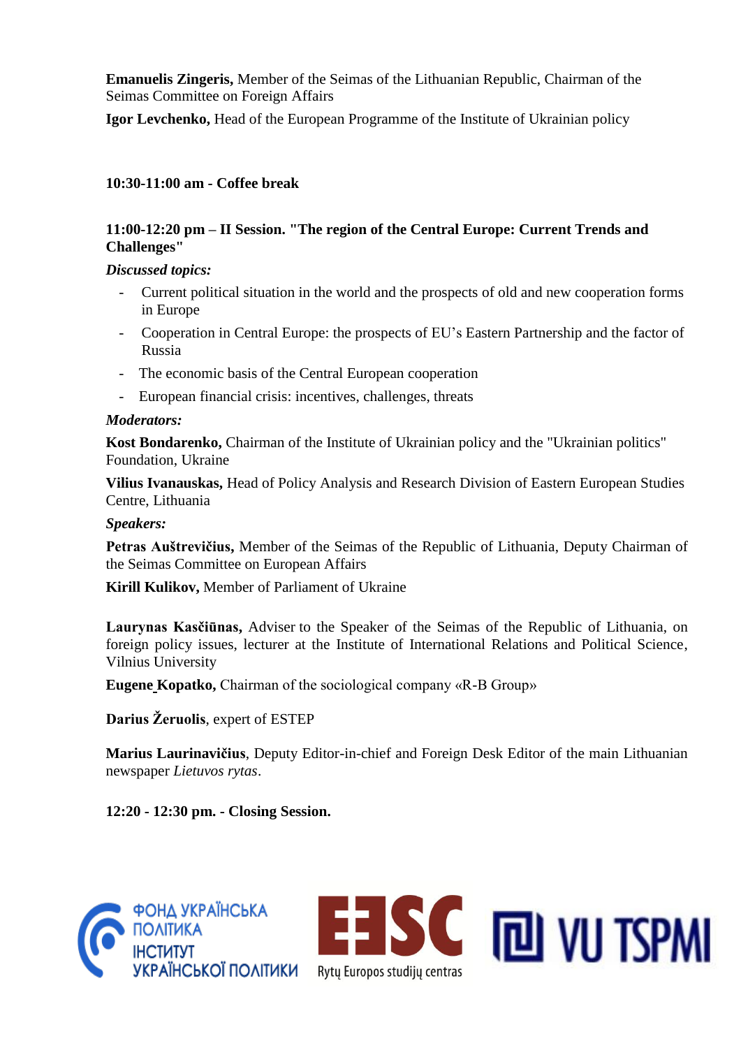**Emanuelis Zingeris,** Member of the Seimas of the Lithuanian Republic, Chairman of the Seimas Committee on Foreign Affairs

**Igor Levchenko,** Head of the European Programme of the Institute of Ukrainian policy

**10:30-11:00 am - Coffee break**

**11:00-12:20 pm – II Session. "The region of the Central Europe: Current Trends and Challenges"**

***Discussed topics:***

- Current political situation in the world and the prospects of old and new cooperation forms in Europe
- Cooperation in Central Europe: the prospects of EU's Eastern Partnership and the factor of Russia
- The economic basis of the Central European cooperation
- European financial crisis: incentives, challenges, threats

***Moderators:***

**Kost Bondarenko,** Chairman of the Institute of Ukrainian policy and the "Ukrainian politics" Foundation, Ukraine

**Vilius Ivanauskas,** Head of Policy Analysis and Research Division of Eastern European Studies Centre, Lithuania

***Speakers:***

**Petras Auštrevičius,** Member of the Seimas of the Republic of Lithuania, Deputy Chairman of the Seimas Committee on European Affairs

**Kirill Kulikov,** Member of Parliament of Ukraine

**Laurynas Kasčiūnas,** Adviser to the Speaker of the Seimas of the Republic of Lithuania, on foreign policy issues, lecturer at the Institute of International Relations and Political Science, Vilnius University

**Eugene Kopatko,** Chairman of the sociological company «R-B Group»

**Darius Žeruolis**, expert of ESTEP

**Marius Laurinavičius**, Deputy Editor-in-chief and Foreign Desk Editor of the main Lithuanian newspaper *Lietuvos rytas*.

**12:20 - 12:30 pm. - Closing Session.**

ФОНД УКРАЇНСЬКА ПОЛІТИКА
ІНСТИТУТ УКРАЇНСЬКОЇ ПОЛІТИКИ

EESC
Rytų Europos studijų centras

VU TSPMI